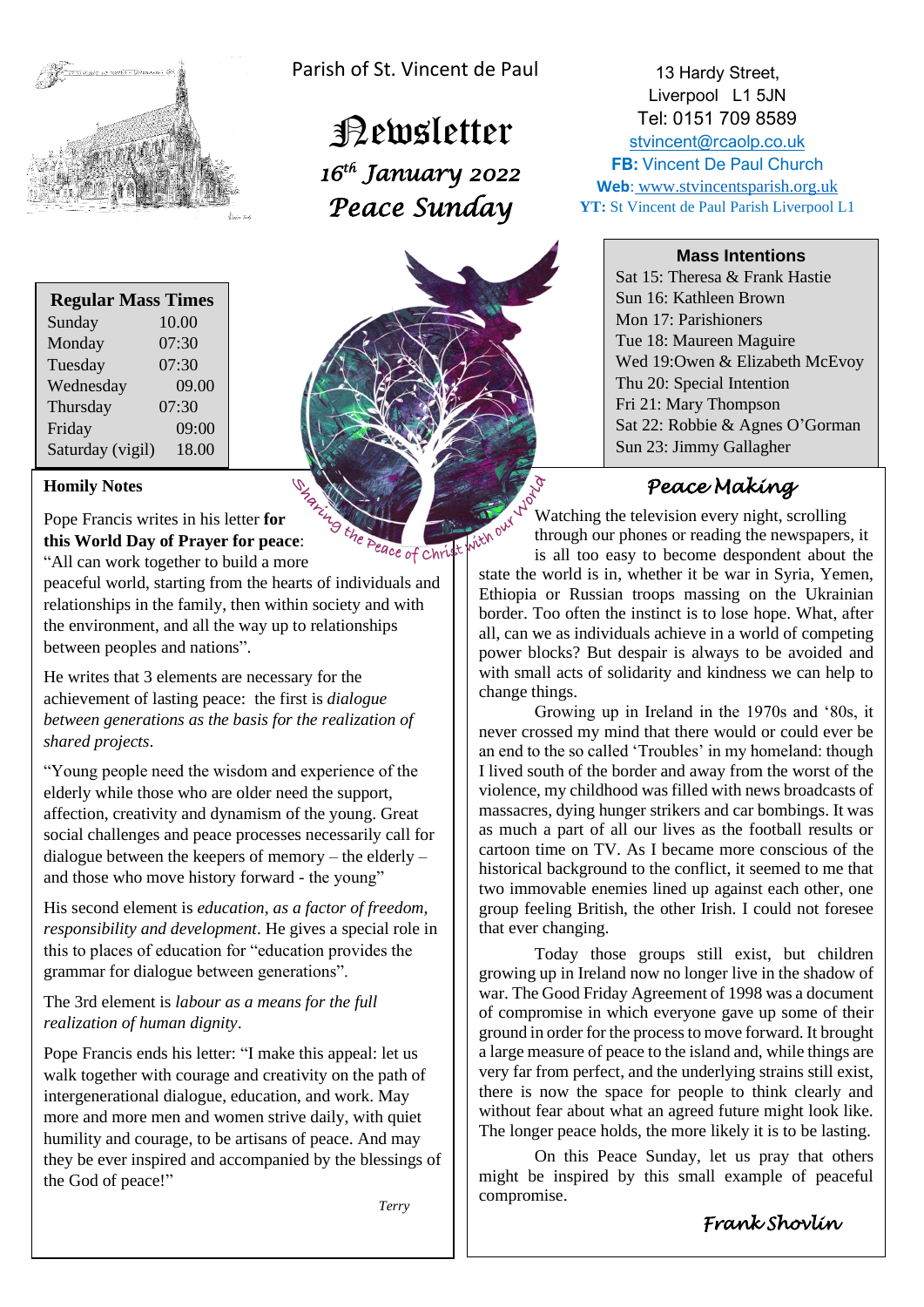Parish of St. Vincent de Paul

# Newsletter

*16th January 2022*

*Peace Sunday*

13 Hardy Street,
Liverpool L1 5JN
Tel: 0151 709 8589
stvincent@rcaolp.co.uk
**FB:** Vincent De Paul Church
**Web**: www.stvincentsparish.org.uk
**YT:** St Vincent de Paul Parish Liverpool L1

| Regular Mass Times | |
|---|---|
| Sunday | 10.00 |
| Monday | 07:30 |
| Tuesday | 07:30 |
| Wednesday | 09.00 |
| Thursday | 07:30 |
| Friday | 09:00 |
| Saturday (vigil) | 18.00 |

**Mass Intentions**

Sat 15: Theresa & Frank Hastie
Sun 16: Kathleen Brown
Mon 17: Parishioners
Tue 18: Maureen Maguire
Wed 19: Owen & Elizabeth McEvoy
Thu 20: Special Intention
Fri 21: Mary Thompson
Sat 22: Robbie & Agnes O'Gorman
Sun 23: Jimmy Gallagher

*Sharing the Peace of Christ with our World*

## Homily Notes

Pope Francis writes in his letter **for this World Day of Prayer for peace**: "All can work together to build a more peaceful world, starting from the hearts of individuals and relationships in the family, then within society and with the environment, and all the way up to relationships between peoples and nations".

He writes that 3 elements are necessary for the achievement of lasting peace: the first is *dialogue between generations as the basis for the realization of shared projects*.

"Young people need the wisdom and experience of the elderly while those who are older need the support, affection, creativity and dynamism of the young. Great social challenges and peace processes necessarily call for dialogue between the keepers of memory – the elderly – and those who move history forward - the young"

His second element is *education, as a factor of freedom, responsibility and development*. He gives a special role in this to places of education for "education provides the grammar for dialogue between generations".

The 3rd element is *labour as a means for the full realization of human dignity*.

Pope Francis ends his letter: "I make this appeal: let us walk together with courage and creativity on the path of intergenerational dialogue, education, and work. May more and more men and women strive daily, with quiet humility and courage, to be artisans of peace. And may they be ever inspired and accompanied by the blessings of the God of peace!"

*Terry*

## Peace Making

Watching the television every night, scrolling through our phones or reading the newspapers, it is all too easy to become despondent about the state the world is in, whether it be war in Syria, Yemen, Ethiopia or Russian troops massing on the Ukrainian border. Too often the instinct is to lose hope. What, after all, can we as individuals achieve in a world of competing power blocks? But despair is always to be avoided and with small acts of solidarity and kindness we can help to change things.

Growing up in Ireland in the 1970s and '80s, it never crossed my mind that there would or could ever be an end to the so called 'Troubles' in my homeland: though I lived south of the border and away from the worst of the violence, my childhood was filled with news broadcasts of massacres, dying hunger strikers and car bombings. It was as much a part of all our lives as the football results or cartoon time on TV. As I became more conscious of the historical background to the conflict, it seemed to me that two immovable enemies lined up against each other, one group feeling British, the other Irish. I could not foresee that ever changing.

Today those groups still exist, but children growing up in Ireland now no longer live in the shadow of war. The Good Friday Agreement of 1998 was a document of compromise in which everyone gave up some of their ground in order for the process to move forward. It brought a large measure of peace to the island and, while things are very far from perfect, and the underlying strains still exist, there is now the space for people to think clearly and without fear about what an agreed future might look like. The longer peace holds, the more likely it is to be lasting.

On this Peace Sunday, let us pray that others might be inspired by this small example of peaceful compromise.

*Frank Shovlin*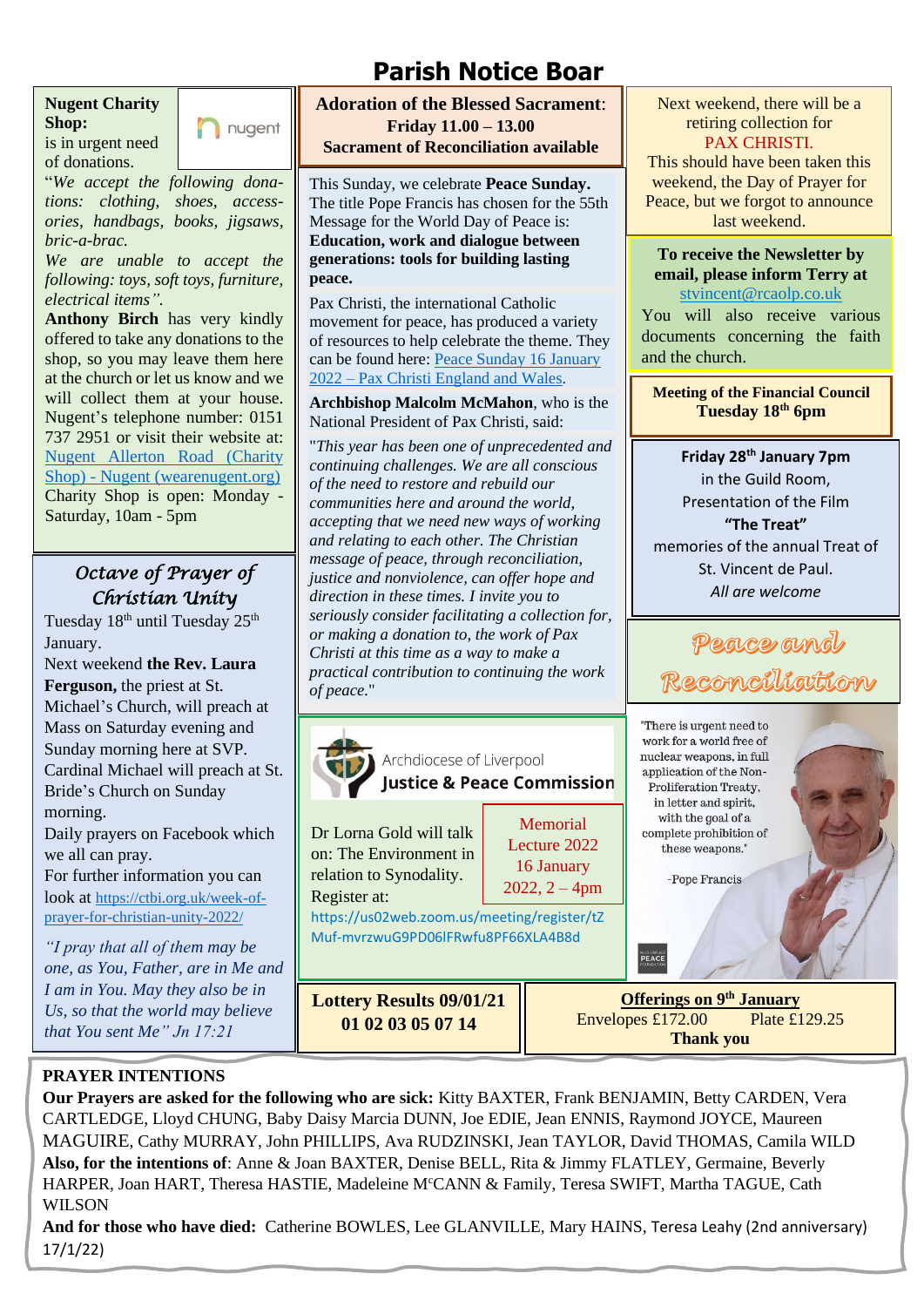# Parish Notice Boar

**Nugent Charity Shop:** is in urgent need of donations.

"*We accept the following donations: clothing, shoes, accessories, handbags, books, jigsaws, bric-a-brac.*

*We are unable to accept the following: toys, soft toys, furniture, electrical items".*

**Anthony Birch** has very kindly offered to take any donations to the shop, so you may leave them here at the church or let us know and we will collect them at your house. Nugent's telephone number: 0151 737 2951 or visit their website at: Nugent Allerton Road (Charity Shop) - Nugent (wearenugent.org)

Charity Shop is open: Monday - Saturday, 10am - 5pm

## *Octave of Prayer of Christian Unity*

Tuesday 18th until Tuesday 25th January.

Next weekend **the Rev. Laura Ferguson,** the priest at St. Michael's Church, will preach at Mass on Saturday evening and Sunday morning here at SVP. Cardinal Michael will preach at St. Bride's Church on Sunday morning.

Daily prayers on Facebook which we all can pray.

For further information you can look at https://ctbi.org.uk/week-of-prayer-for-christian-unity-2022/

*"I pray that all of them may be one, as You, Father, are in Me and I am in You. May they also be in Us, so that the world may believe that You sent Me" Jn 17:21*

**Adoration of the Blessed Sacrament**: **Friday 11.00 – 13.00**
**Sacrament of Reconciliation available**

This Sunday, we celebrate **Peace Sunday.** The title Pope Francis has chosen for the 55th Message for the World Day of Peace is: **Education, work and dialogue between generations: tools for building lasting peace.**

Pax Christi, the international Catholic movement for peace, has produced a variety of resources to help celebrate the theme. They can be found here: Peace Sunday 16 January 2022 – Pax Christi England and Wales.

**Archbishop Malcolm McMahon**, who is the National President of Pax Christi, said:

"*This year has been one of unprecedented and continuing challenges. We are all conscious of the need to restore and rebuild our communities here and around the world, accepting that we need new ways of working and relating to each other. The Christian message of peace, through reconciliation, justice and nonviolence, can offer hope and direction in these times. I invite you to seriously consider facilitating a collection for, or making a donation to, the work of Pax Christi at this time as a way to make a practical contribution to continuing the work of peace.*"

Archdiocese of Liverpool
**Justice & Peace Commission**

Dr Lorna Gold will talk on: The Environment in relation to Synodality.
Register at:
https://us02web.zoom.us/meeting/register/tZMuf-mvrzwuG9PD06lFRwfu8PF66XLA4B8d

Memorial Lecture 2022
16 January 2022, 2 – 4pm

Next weekend, there will be a retiring collection for PAX CHRISTI.
This should have been taken this weekend, the Day of Prayer for Peace, but we forgot to announce last weekend.

**To receive the Newsletter by email, please inform Terry at** stvincent@rcaolp.co.uk
You will also receive various documents concerning the faith and the church.

**Meeting of the Financial Council**
**Tuesday 18th 6pm**

**Friday 28th January 7pm**
in the Guild Room,
Presentation of the Film
**"The Treat"**
memories of the annual Treat of St. Vincent de Paul.
*All are welcome*

## *Peace and Reconciliation*

"There is urgent need to work for a world free of nuclear weapons, in full application of the Non-Proliferation Treaty, in letter and spirit, with the goal of a complete prohibition of these weapons."

-Pope Francis

**Lottery Results 09/01/21**
**01 02 03 05 07 14**

**Offerings on 9th January**
Envelopes £172.00 Plate £129.25
**Thank you**

**PRAYER INTENTIONS**

**Our Prayers are asked for the following who are sick:** Kitty BAXTER, Frank BENJAMIN, Betty CARDEN, Vera CARTLEDGE, Lloyd CHUNG, Baby Daisy Marcia DUNN, Joe EDIE, Jean ENNIS, Raymond JOYCE, Maureen MAGUIRE, Cathy MURRAY, John PHILLIPS, Ava RUDZINSKI, Jean TAYLOR, David THOMAS, Camila WILD

**Also, for the intentions of**: Anne & Joan BAXTER, Denise BELL, Rita & Jimmy FLATLEY, Germaine, Beverly HARPER, Joan HART, Theresa HASTIE, Madeleine McCANN & Family, Teresa SWIFT, Martha TAGUE, Cath WILSON

**And for those who have died:** Catherine BOWLES, Lee GLANVILLE, Mary HAINS, Teresa Leahy (2nd anniversary) 17/1/22)